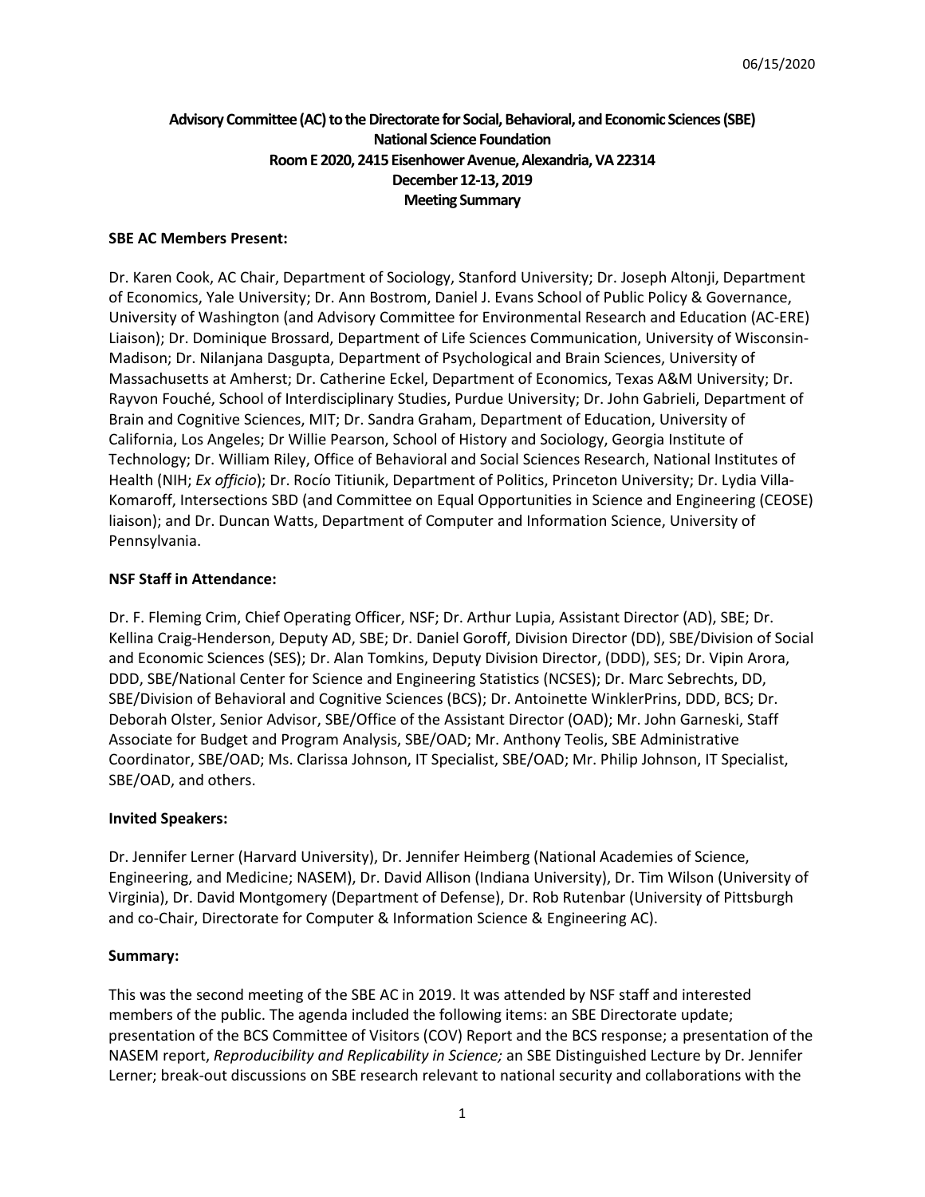06/15/2020

**Advisory Committee (AC) to the Directorate for Social, Behavioral, and Economic Sciences (SBE)**
**National Science Foundation**
**Room E 2020, 2415 Eisenhower Avenue, Alexandria, VA 22314**
**December 12-13, 2019**
**Meeting Summary**

**SBE AC Members Present:**

Dr. Karen Cook, AC Chair, Department of Sociology, Stanford University; Dr. Joseph Altonji, Department of Economics, Yale University; Dr. Ann Bostrom, Daniel J. Evans School of Public Policy & Governance, University of Washington (and Advisory Committee for Environmental Research and Education (AC-ERE) Liaison); Dr. Dominique Brossard, Department of Life Sciences Communication, University of Wisconsin-Madison; Dr. Nilanjana Dasgupta, Department of Psychological and Brain Sciences, University of Massachusetts at Amherst; Dr. Catherine Eckel, Department of Economics, Texas A&M University; Dr. Rayvon Fouché, School of Interdisciplinary Studies, Purdue University; Dr. John Gabrieli, Department of Brain and Cognitive Sciences, MIT; Dr. Sandra Graham, Department of Education, University of California, Los Angeles; Dr Willie Pearson, School of History and Sociology, Georgia Institute of Technology; Dr. William Riley, Office of Behavioral and Social Sciences Research, National Institutes of Health (NIH; *Ex officio*); Dr. Rocío Titiunik, Department of Politics, Princeton University; Dr. Lydia Villa-Komaroff, Intersections SBD (and Committee on Equal Opportunities in Science and Engineering (CEOSE) liaison); and Dr. Duncan Watts, Department of Computer and Information Science, University of Pennsylvania.

**NSF Staff in Attendance:**

Dr. F. Fleming Crim, Chief Operating Officer, NSF; Dr. Arthur Lupia, Assistant Director (AD), SBE; Dr. Kellina Craig-Henderson, Deputy AD, SBE; Dr. Daniel Goroff, Division Director (DD), SBE/Division of Social and Economic Sciences (SES); Dr. Alan Tomkins, Deputy Division Director, (DDD), SES; Dr. Vipin Arora, DDD, SBE/National Center for Science and Engineering Statistics (NCSES); Dr. Marc Sebrechts, DD, SBE/Division of Behavioral and Cognitive Sciences (BCS); Dr. Antoinette WinklerPrins, DDD, BCS; Dr. Deborah Olster, Senior Advisor, SBE/Office of the Assistant Director (OAD); Mr. John Garneski, Staff Associate for Budget and Program Analysis, SBE/OAD; Mr. Anthony Teolis, SBE Administrative Coordinator, SBE/OAD; Ms. Clarissa Johnson, IT Specialist, SBE/OAD; Mr. Philip Johnson, IT Specialist, SBE/OAD, and others.

**Invited Speakers:**

Dr. Jennifer Lerner (Harvard University), Dr. Jennifer Heimberg (National Academies of Science, Engineering, and Medicine; NASEM), Dr. David Allison (Indiana University), Dr. Tim Wilson (University of Virginia), Dr. David Montgomery (Department of Defense), Dr. Rob Rutenbar (University of Pittsburgh and co-Chair, Directorate for Computer & Information Science & Engineering AC).

**Summary:**

This was the second meeting of the SBE AC in 2019. It was attended by NSF staff and interested members of the public. The agenda included the following items: an SBE Directorate update; presentation of the BCS Committee of Visitors (COV) Report and the BCS response; a presentation of the NASEM report, *Reproducibility and Replicability in Science;* an SBE Distinguished Lecture by Dr. Jennifer Lerner; break-out discussions on SBE research relevant to national security and collaborations with the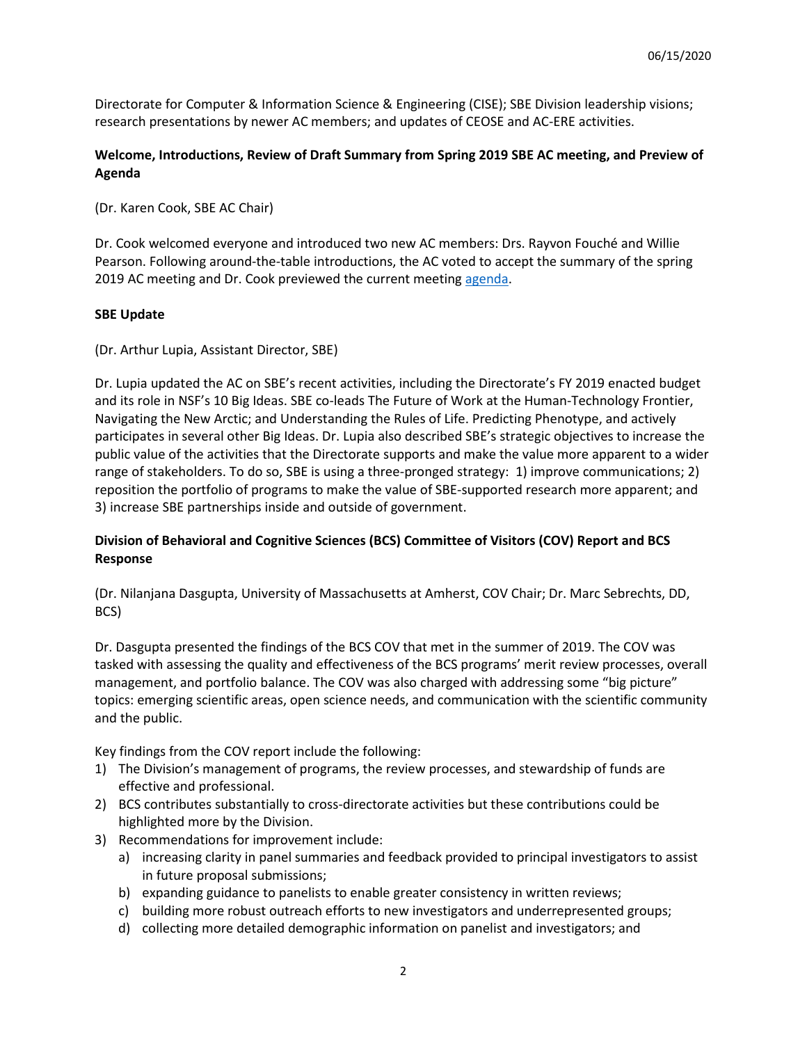Directorate for Computer & Information Science & Engineering (CISE); SBE Division leadership visions; research presentations by newer AC members; and updates of CEOSE and AC-ERE activities.

**Welcome, Introductions, Review of Draft Summary from Spring 2019 SBE AC meeting, and Preview of Agenda**

(Dr. Karen Cook, SBE AC Chair)

Dr. Cook welcomed everyone and introduced two new AC members: Drs. Rayvon Fouché and Willie Pearson. Following around-the-table introductions, the AC voted to accept the summary of the spring 2019 AC meeting and Dr. Cook previewed the current meeting agenda.

**SBE Update**

(Dr. Arthur Lupia, Assistant Director, SBE)

Dr. Lupia updated the AC on SBE's recent activities, including the Directorate's FY 2019 enacted budget and its role in NSF's 10 Big Ideas. SBE co-leads The Future of Work at the Human-Technology Frontier, Navigating the New Arctic; and Understanding the Rules of Life. Predicting Phenotype, and actively participates in several other Big Ideas. Dr. Lupia also described SBE's strategic objectives to increase the public value of the activities that the Directorate supports and make the value more apparent to a wider range of stakeholders. To do so, SBE is using a three-pronged strategy: 1) improve communications; 2) reposition the portfolio of programs to make the value of SBE-supported research more apparent; and 3) increase SBE partnerships inside and outside of government.

**Division of Behavioral and Cognitive Sciences (BCS) Committee of Visitors (COV) Report and BCS Response**

(Dr. Nilanjana Dasgupta, University of Massachusetts at Amherst, COV Chair; Dr. Marc Sebrechts, DD, BCS)

Dr. Dasgupta presented the findings of the BCS COV that met in the summer of 2019. The COV was tasked with assessing the quality and effectiveness of the BCS programs' merit review processes, overall management, and portfolio balance. The COV was also charged with addressing some "big picture" topics: emerging scientific areas, open science needs, and communication with the scientific community and the public.

Key findings from the COV report include the following:

1) The Division's management of programs, the review processes, and stewardship of funds are effective and professional.
2) BCS contributes substantially to cross-directorate activities but these contributions could be highlighted more by the Division.
3) Recommendations for improvement include:
   a) increasing clarity in panel summaries and feedback provided to principal investigators to assist in future proposal submissions;
   b) expanding guidance to panelists to enable greater consistency in written reviews;
   c) building more robust outreach efforts to new investigators and underrepresented groups;
   d) collecting more detailed demographic information on panelist and investigators; and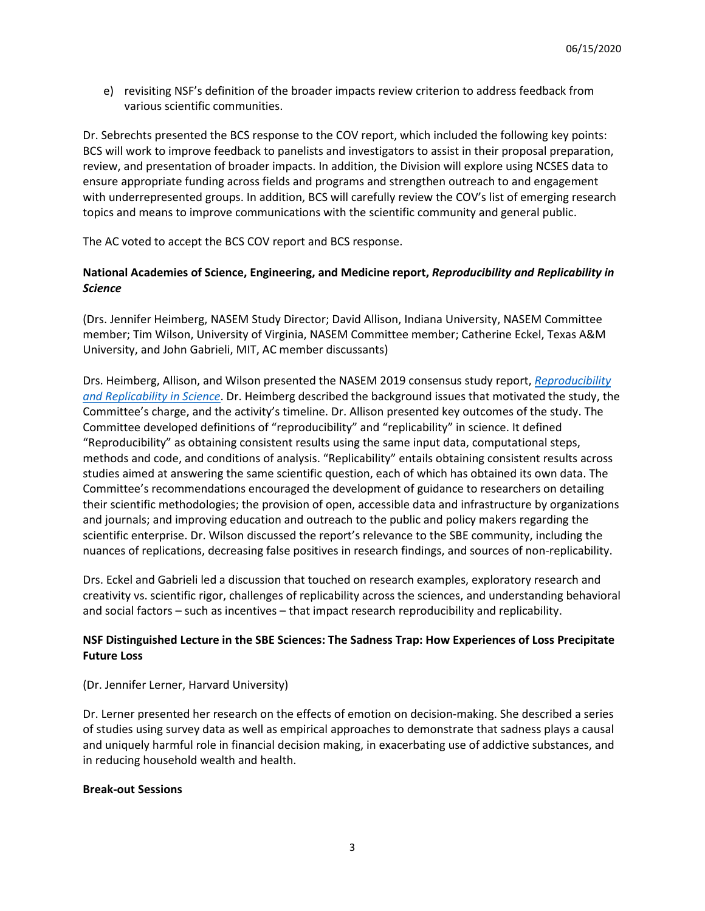e) revisiting NSF's definition of the broader impacts review criterion to address feedback from various scientific communities.

Dr. Sebrechts presented the BCS response to the COV report, which included the following key points: BCS will work to improve feedback to panelists and investigators to assist in their proposal preparation, review, and presentation of broader impacts. In addition, the Division will explore using NCSES data to ensure appropriate funding across fields and programs and strengthen outreach to and engagement with underrepresented groups. In addition, BCS will carefully review the COV's list of emerging research topics and means to improve communications with the scientific community and general public.

The AC voted to accept the BCS COV report and BCS response.

**National Academies of Science, Engineering, and Medicine report, *Reproducibility and Replicability in Science***

(Drs. Jennifer Heimberg, NASEM Study Director; David Allison, Indiana University, NASEM Committee member; Tim Wilson, University of Virginia, NASEM Committee member; Catherine Eckel, Texas A&M University, and John Gabrieli, MIT, AC member discussants)

Drs. Heimberg, Allison, and Wilson presented the NASEM 2019 consensus study report, *Reproducibility and Replicability in Science*. Dr. Heimberg described the background issues that motivated the study, the Committee's charge, and the activity's timeline. Dr. Allison presented key outcomes of the study. The Committee developed definitions of "reproducibility" and "replicability" in science. It defined "Reproducibility" as obtaining consistent results using the same input data, computational steps, methods and code, and conditions of analysis. "Replicability" entails obtaining consistent results across studies aimed at answering the same scientific question, each of which has obtained its own data. The Committee's recommendations encouraged the development of guidance to researchers on detailing their scientific methodologies; the provision of open, accessible data and infrastructure by organizations and journals; and improving education and outreach to the public and policy makers regarding the scientific enterprise. Dr. Wilson discussed the report's relevance to the SBE community, including the nuances of replications, decreasing false positives in research findings, and sources of non-replicability.

Drs. Eckel and Gabrieli led a discussion that touched on research examples, exploratory research and creativity vs. scientific rigor, challenges of replicability across the sciences, and understanding behavioral and social factors – such as incentives – that impact research reproducibility and replicability.

**NSF Distinguished Lecture in the SBE Sciences: The Sadness Trap: How Experiences of Loss Precipitate Future Loss**

(Dr. Jennifer Lerner, Harvard University)

Dr. Lerner presented her research on the effects of emotion on decision-making. She described a series of studies using survey data as well as empirical approaches to demonstrate that sadness plays a causal and uniquely harmful role in financial decision making, in exacerbating use of addictive substances, and in reducing household wealth and health.

**Break-out Sessions**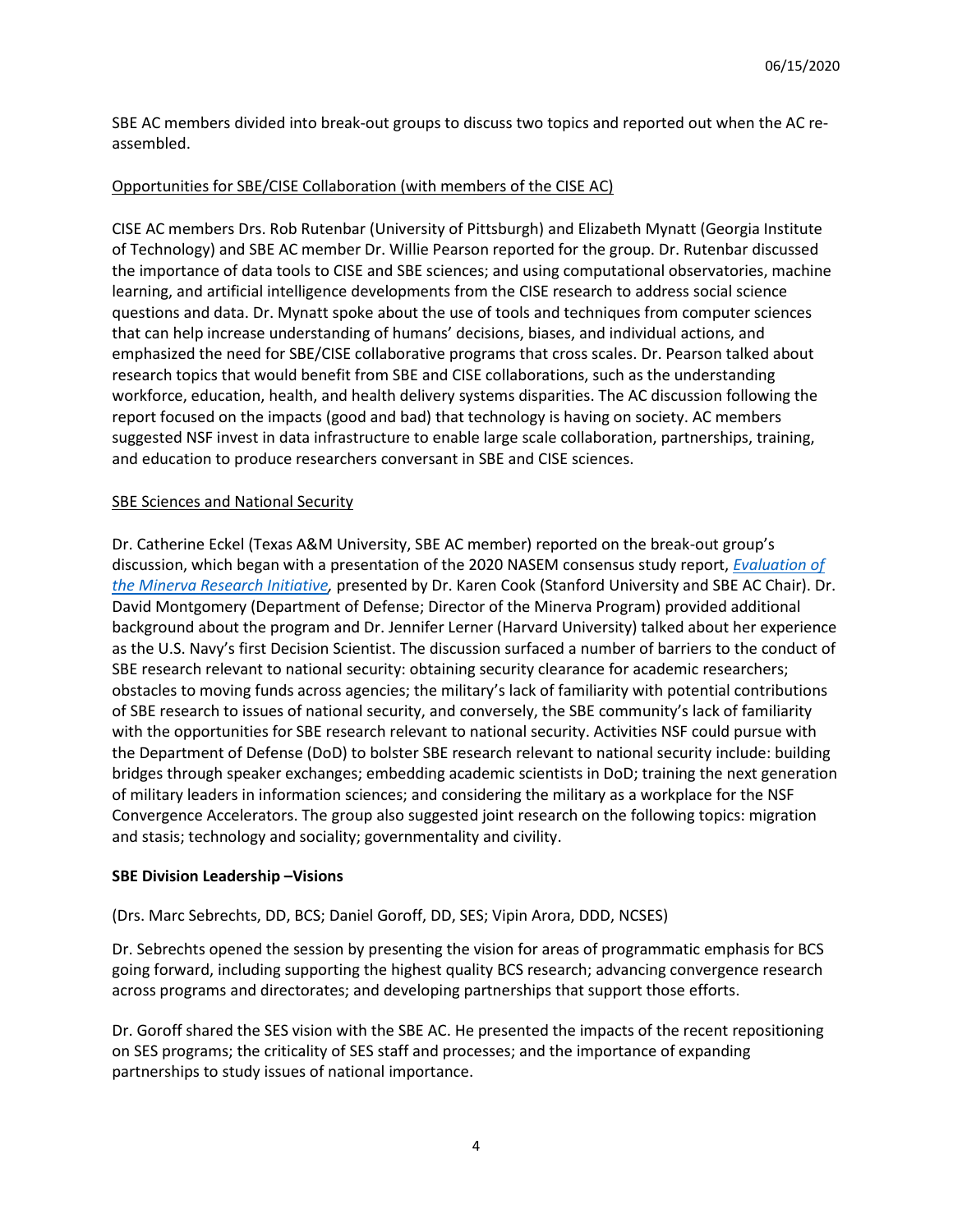SBE AC members divided into break-out groups to discuss two topics and reported out when the AC re-assembled.

Opportunities for SBE/CISE Collaboration (with members of the CISE AC)

CISE AC members Drs. Rob Rutenbar (University of Pittsburgh) and Elizabeth Mynatt (Georgia Institute of Technology) and SBE AC member Dr. Willie Pearson reported for the group. Dr. Rutenbar discussed the importance of data tools to CISE and SBE sciences; and using computational observatories, machine learning, and artificial intelligence developments from the CISE research to address social science questions and data. Dr. Mynatt spoke about the use of tools and techniques from computer sciences that can help increase understanding of humans' decisions, biases, and individual actions, and emphasized the need for SBE/CISE collaborative programs that cross scales. Dr. Pearson talked about research topics that would benefit from SBE and CISE collaborations, such as the understanding workforce, education, health, and health delivery systems disparities. The AC discussion following the report focused on the impacts (good and bad) that technology is having on society. AC members suggested NSF invest in data infrastructure to enable large scale collaboration, partnerships, training, and education to produce researchers conversant in SBE and CISE sciences.

SBE Sciences and National Security

Dr. Catherine Eckel (Texas A&M University, SBE AC member) reported on the break-out group's discussion, which began with a presentation of the 2020 NASEM consensus study report, *Evaluation of the Minerva Research Initiative*, presented by Dr. Karen Cook (Stanford University and SBE AC Chair). Dr. David Montgomery (Department of Defense; Director of the Minerva Program) provided additional background about the program and Dr. Jennifer Lerner (Harvard University) talked about her experience as the U.S. Navy's first Decision Scientist. The discussion surfaced a number of barriers to the conduct of SBE research relevant to national security: obtaining security clearance for academic researchers; obstacles to moving funds across agencies; the military's lack of familiarity with potential contributions of SBE research to issues of national security, and conversely, the SBE community's lack of familiarity with the opportunities for SBE research relevant to national security. Activities NSF could pursue with the Department of Defense (DoD) to bolster SBE research relevant to national security include: building bridges through speaker exchanges; embedding academic scientists in DoD; training the next generation of military leaders in information sciences; and considering the military as a workplace for the NSF Convergence Accelerators. The group also suggested joint research on the following topics: migration and stasis; technology and sociality; governmentality and civility.

**SBE Division Leadership –Visions**

(Drs. Marc Sebrechts, DD, BCS; Daniel Goroff, DD, SES; Vipin Arora, DDD, NCSES)

Dr. Sebrechts opened the session by presenting the vision for areas of programmatic emphasis for BCS going forward, including supporting the highest quality BCS research; advancing convergence research across programs and directorates; and developing partnerships that support those efforts.

Dr. Goroff shared the SES vision with the SBE AC. He presented the impacts of the recent repositioning on SES programs; the criticality of SES staff and processes; and the importance of expanding partnerships to study issues of national importance.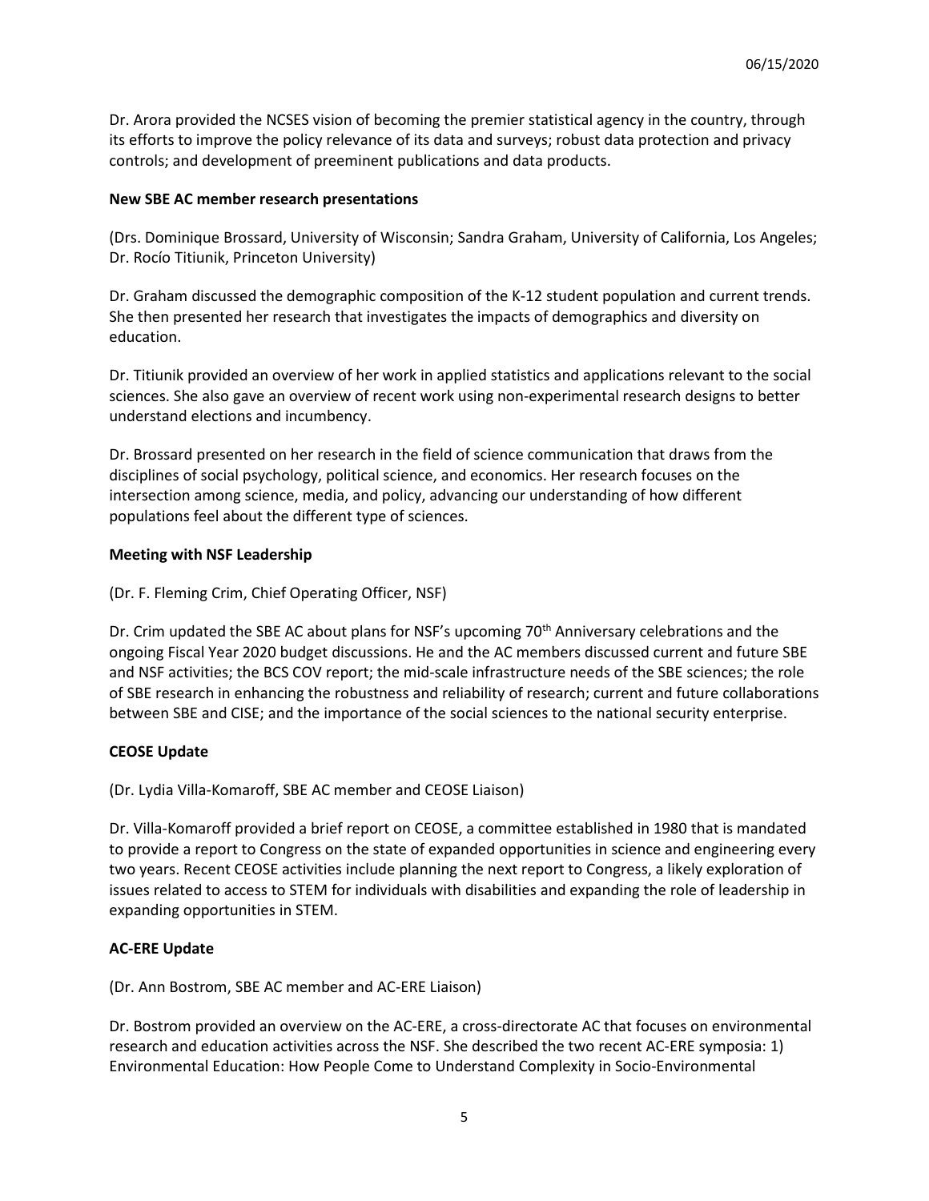Dr. Arora provided the NCSES vision of becoming the premier statistical agency in the country, through its efforts to improve the policy relevance of its data and surveys; robust data protection and privacy controls; and development of preeminent publications and data products.

**New SBE AC member research presentations**

(Drs. Dominique Brossard, University of Wisconsin; Sandra Graham, University of California, Los Angeles; Dr. Rocío Titiunik, Princeton University)

Dr. Graham discussed the demographic composition of the K-12 student population and current trends. She then presented her research that investigates the impacts of demographics and diversity on education.

Dr. Titiunik provided an overview of her work in applied statistics and applications relevant to the social sciences. She also gave an overview of recent work using non-experimental research designs to better understand elections and incumbency.

Dr. Brossard presented on her research in the field of science communication that draws from the disciplines of social psychology, political science, and economics. Her research focuses on the intersection among science, media, and policy, advancing our understanding of how different populations feel about the different type of sciences.

**Meeting with NSF Leadership**

(Dr. F. Fleming Crim, Chief Operating Officer, NSF)

Dr. Crim updated the SBE AC about plans for NSF's upcoming 70th Anniversary celebrations and the ongoing Fiscal Year 2020 budget discussions. He and the AC members discussed current and future SBE and NSF activities; the BCS COV report; the mid-scale infrastructure needs of the SBE sciences; the role of SBE research in enhancing the robustness and reliability of research; current and future collaborations between SBE and CISE; and the importance of the social sciences to the national security enterprise.

**CEOSE Update**

(Dr. Lydia Villa-Komaroff, SBE AC member and CEOSE Liaison)

Dr. Villa-Komaroff provided a brief report on CEOSE, a committee established in 1980 that is mandated to provide a report to Congress on the state of expanded opportunities in science and engineering every two years. Recent CEOSE activities include planning the next report to Congress, a likely exploration of issues related to access to STEM for individuals with disabilities and expanding the role of leadership in expanding opportunities in STEM.

**AC-ERE Update**

(Dr. Ann Bostrom, SBE AC member and AC-ERE Liaison)

Dr. Bostrom provided an overview on the AC-ERE, a cross-directorate AC that focuses on environmental research and education activities across the NSF. She described the two recent AC-ERE symposia: 1) Environmental Education: How People Come to Understand Complexity in Socio-Environmental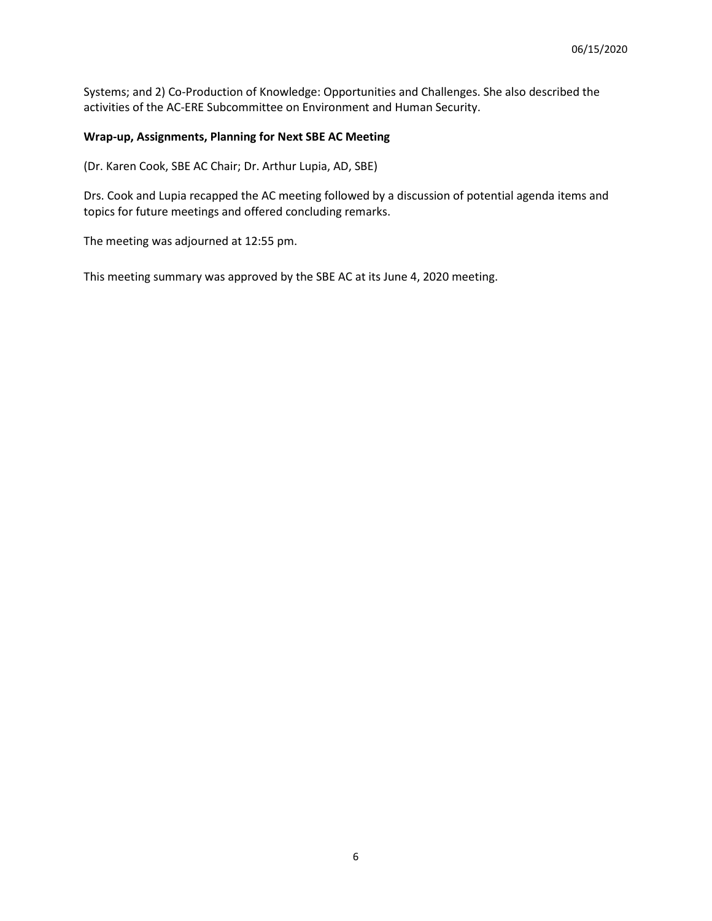Systems; and 2) Co-Production of Knowledge: Opportunities and Challenges. She also described the activities of the AC-ERE Subcommittee on Environment and Human Security.

**Wrap-up, Assignments, Planning for Next SBE AC Meeting**

(Dr. Karen Cook, SBE AC Chair; Dr. Arthur Lupia, AD, SBE)

Drs. Cook and Lupia recapped the AC meeting followed by a discussion of potential agenda items and topics for future meetings and offered concluding remarks.

The meeting was adjourned at 12:55 pm.

This meeting summary was approved by the SBE AC at its June 4, 2020 meeting.